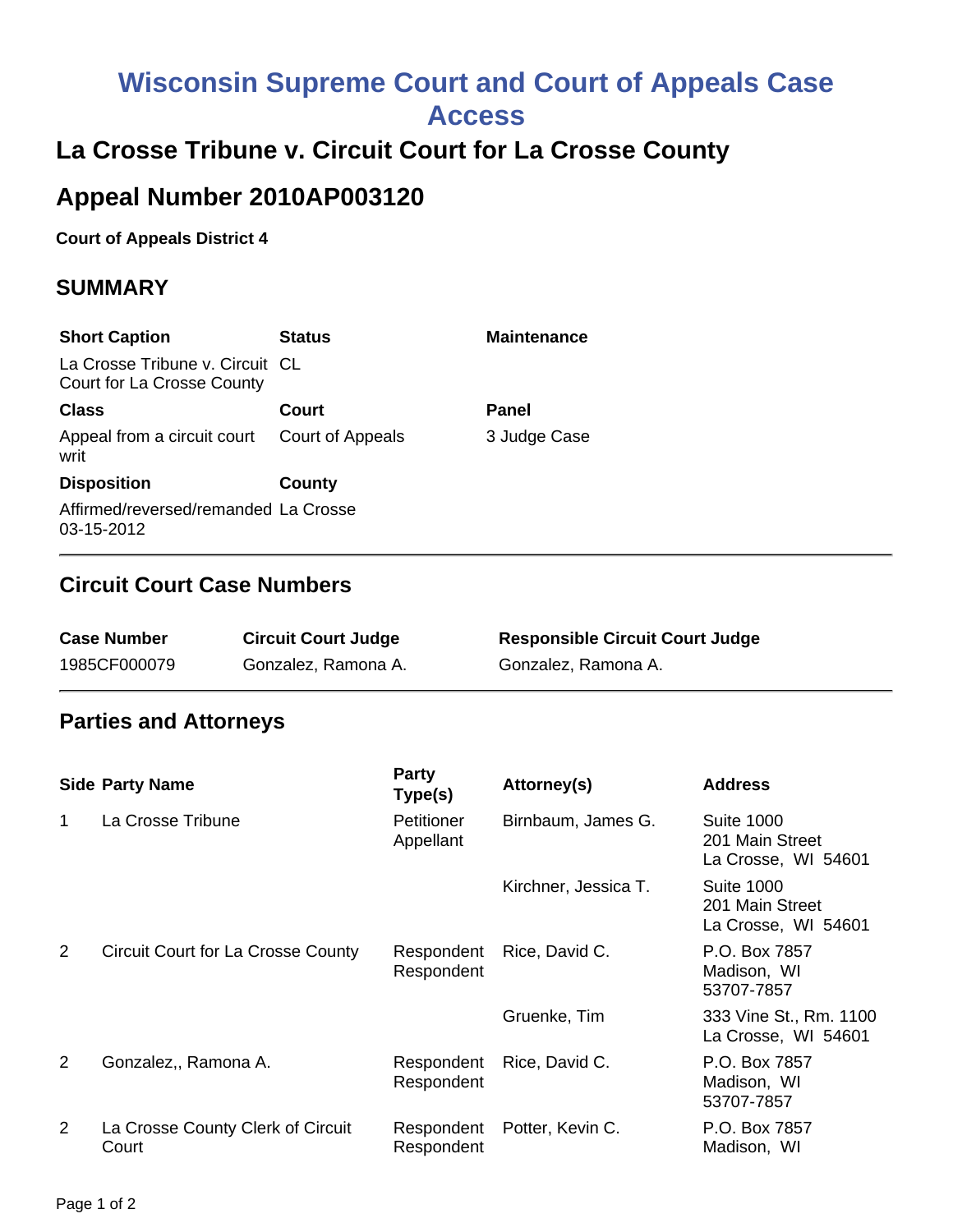# Wisconsin Supreme Court and Court of Appeals Case Access

## La Crosse Tribune v. Circuit Court for La Crosse County

## Appeal Number 2010AP003120

**Court of Appeals District 4**

### SUMMARY

| Short Caption | Status | Maintenance |
|---|---|---|
| La Crosse Tribune v. Circuit Court for La Crosse County | CL | |
| **Class** | **Court** | **Panel** |
| Appeal from a circuit court writ | Court of Appeals | 3 Judge Case |
| **Disposition** | **County** | |
| Affirmed/reversed/remanded 03-15-2012 | La Crosse | |

### Circuit Court Case Numbers

| Case Number | Circuit Court Judge | Responsible Circuit Court Judge |
|---|---|---|
| 1985CF000079 | Gonzalez, Ramona A. | Gonzalez, Ramona A. |

### Parties and Attorneys

| Side | Party Name | Party Type(s) | Attorney(s) | Address |
|---|---|---|---|---|
| 1 | La Crosse Tribune | Petitioner Appellant | Birnbaum, James G. | Suite 1000 201 Main Street La Crosse, WI 54601 |
| | | | Kirchner, Jessica T. | Suite 1000 201 Main Street La Crosse, WI 54601 |
| 2 | Circuit Court for La Crosse County | Respondent Respondent | Rice, David C. | P.O. Box 7857 Madison, WI 53707-7857 |
| | | | Gruenke, Tim | 333 Vine St., Rm. 1100 La Crosse, WI 54601 |
| 2 | Gonzalez,, Ramona A. | Respondent Respondent | Rice, David C. | P.O. Box 7857 Madison, WI 53707-7857 |
| 2 | La Crosse County Clerk of Circuit Court | Respondent Respondent | Potter, Kevin C. | P.O. Box 7857 Madison, WI |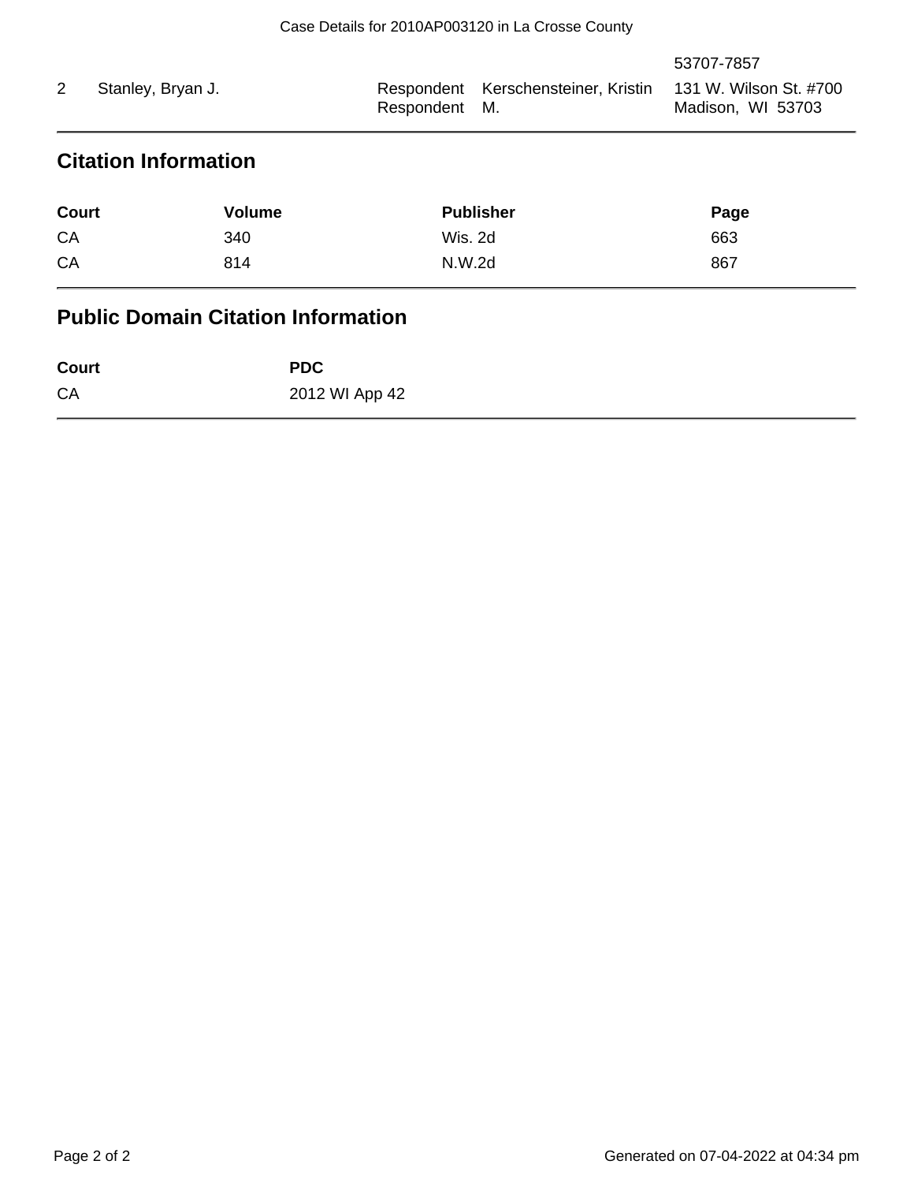| | | | | |
|---|---|---|---|---|
| | | | | 53707-7857 |
| 2 | Stanley, Bryan J. | Respondent Respondent | Kerschensteiner, Kristin M. | 131 W. Wilson St. #700 Madison, WI 53703 |

## Citation Information

| Court | Volume | Publisher | Page |
|---|---|---|---|
| CA | 340 | Wis. 2d | 663 |
| CA | 814 | N.W.2d | 867 |

## Public Domain Citation Information

| Court | PDC |
|---|---|
| CA | 2012 WI App 42 |